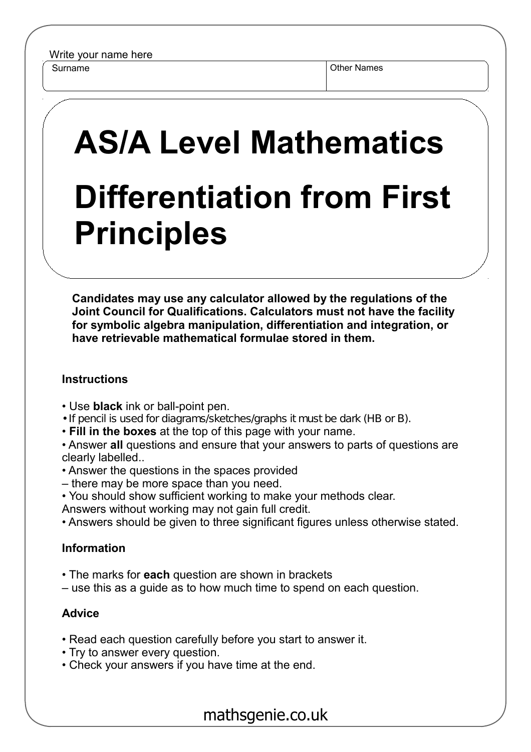Write your name here

| Surname | Other Names |
|---|---|
| | |

# AS/A Level Mathematics

# Differentiation from First Principles

**Candidates may use any calculator allowed by the regulations of the Joint Council for Qualifications. Calculators must not have the facility for symbolic algebra manipulation, differentiation and integration, or have retrievable mathematical formulae stored in them.**

### Instructions

- Use **black** ink or ball-point pen.
- If pencil is used for diagrams/sketches/graphs it must be dark (HB or B).
- **Fill in the boxes** at the top of this page with your name.
- Answer **all** questions and ensure that your answers to parts of questions are clearly labelled..
- Answer the questions in the spaces provided
  – there may be more space than you need.
- You should show sufficient working to make your methods clear.
  Answers without working may not gain full credit.
- Answers should be given to three significant figures unless otherwise stated.

### Information

- The marks for **each** question are shown in brackets
  – use this as a guide as to how much time to spend on each question.

### Advice

- Read each question carefully before you start to answer it.
- Try to answer every question.
- Check your answers if you have time at the end.

mathsgenie.co.uk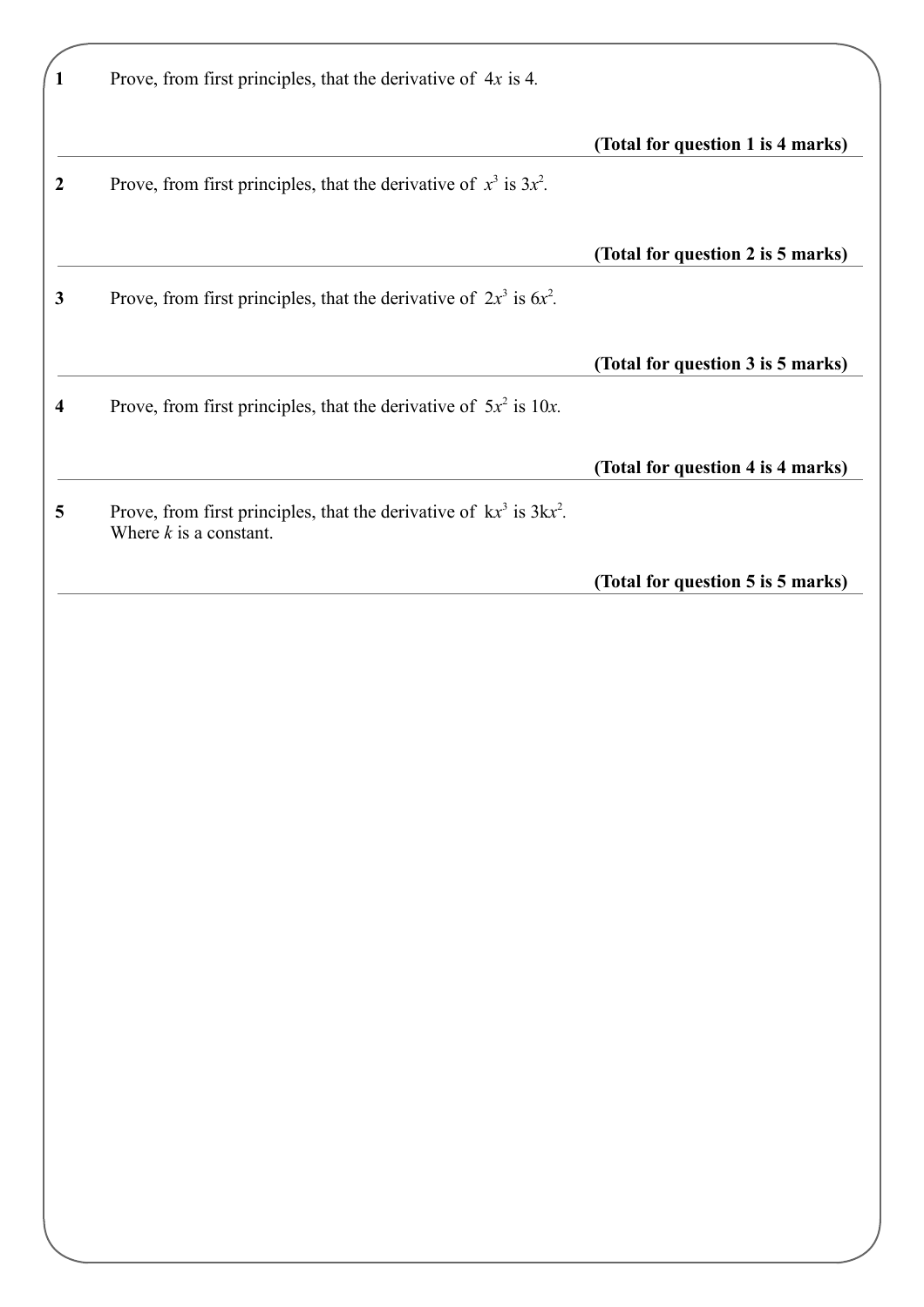**1** Prove, from first principles, that the derivative of $4x$ is 4.

**(Total for question 1 is 4 marks)**

---

**2** Prove, from first principles, that the derivative of $x^3$ is $3x^2$.

**(Total for question 2 is 5 marks)**

---

**3** Prove, from first principles, that the derivative of $2x^3$ is $6x^2$.

**(Total for question 3 is 5 marks)**

---

**4** Prove, from first principles, that the derivative of $5x^2$ is $10x$.

**(Total for question 4 is 4 marks)**

---

**5** Prove, from first principles, that the derivative of $kx^3$ is $3kx^2$.
Where $k$ is a constant.

**(Total for question 5 is 5 marks)**

---